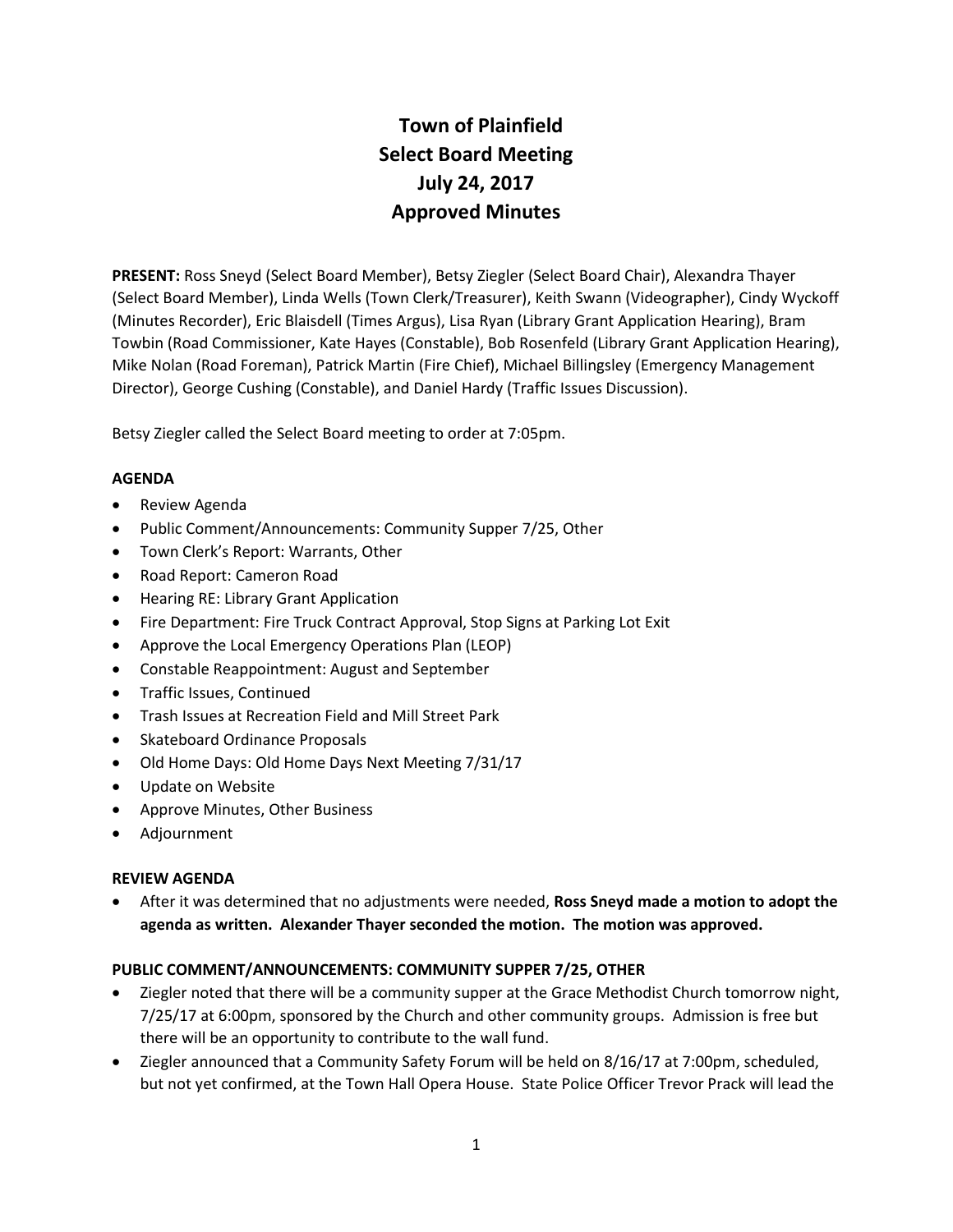# Town of Plainfield
# Select Board Meeting
# July 24, 2017
# Approved Minutes

**PRESENT:** Ross Sneyd (Select Board Member), Betsy Ziegler (Select Board Chair), Alexandra Thayer (Select Board Member), Linda Wells (Town Clerk/Treasurer), Keith Swann (Videographer), Cindy Wyckoff (Minutes Recorder), Eric Blaisdell (Times Argus), Lisa Ryan (Library Grant Application Hearing), Bram Towbin (Road Commissioner, Kate Hayes (Constable), Bob Rosenfeld (Library Grant Application Hearing), Mike Nolan (Road Foreman), Patrick Martin (Fire Chief), Michael Billingsley (Emergency Management Director), George Cushing (Constable), and Daniel Hardy (Traffic Issues Discussion).

Betsy Ziegler called the Select Board meeting to order at 7:05pm.

**AGENDA**

- Review Agenda
- Public Comment/Announcements: Community Supper 7/25, Other
- Town Clerk's Report: Warrants, Other
- Road Report: Cameron Road
- Hearing RE: Library Grant Application
- Fire Department: Fire Truck Contract Approval, Stop Signs at Parking Lot Exit
- Approve the Local Emergency Operations Plan (LEOP)
- Constable Reappointment: August and September
- Traffic Issues, Continued
- Trash Issues at Recreation Field and Mill Street Park
- Skateboard Ordinance Proposals
- Old Home Days: Old Home Days Next Meeting 7/31/17
- Update on Website
- Approve Minutes, Other Business
- Adjournment

**REVIEW AGENDA**

- After it was determined that no adjustments were needed, **Ross Sneyd made a motion to adopt the agenda as written. Alexander Thayer seconded the motion. The motion was approved.**

**PUBLIC COMMENT/ANNOUNCEMENTS: COMMUNITY SUPPER 7/25, OTHER**

- Ziegler noted that there will be a community supper at the Grace Methodist Church tomorrow night, 7/25/17 at 6:00pm, sponsored by the Church and other community groups. Admission is free but there will be an opportunity to contribute to the wall fund.
- Ziegler announced that a Community Safety Forum will be held on 8/16/17 at 7:00pm, scheduled, but not yet confirmed, at the Town Hall Opera House. State Police Officer Trevor Prack will lead the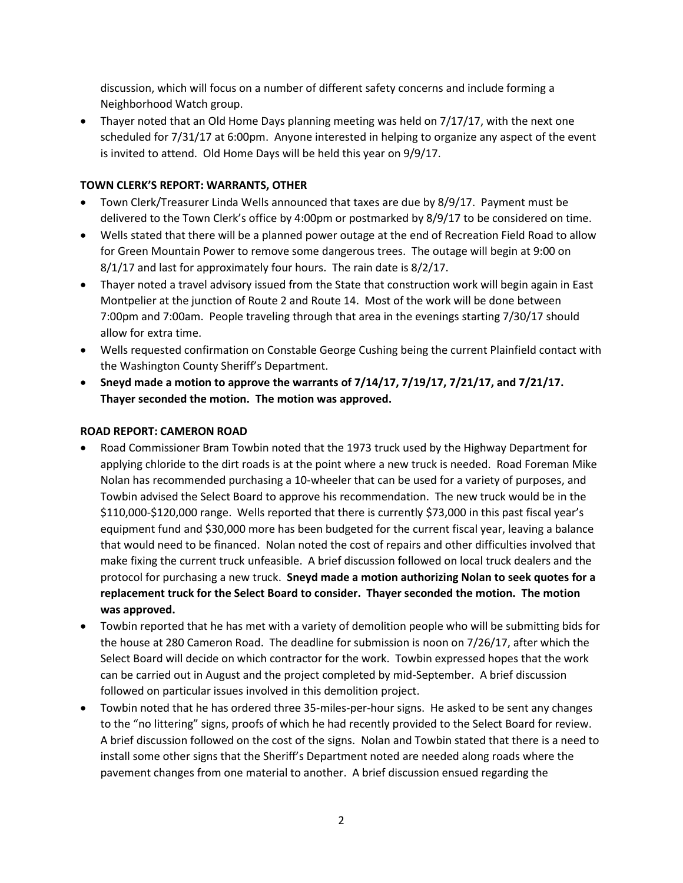discussion, which will focus on a number of different safety concerns and include forming a Neighborhood Watch group.

- Thayer noted that an Old Home Days planning meeting was held on 7/17/17, with the next one scheduled for 7/31/17 at 6:00pm. Anyone interested in helping to organize any aspect of the event is invited to attend. Old Home Days will be held this year on 9/9/17.

**TOWN CLERK'S REPORT: WARRANTS, OTHER**

- Town Clerk/Treasurer Linda Wells announced that taxes are due by 8/9/17. Payment must be delivered to the Town Clerk's office by 4:00pm or postmarked by 8/9/17 to be considered on time.
- Wells stated that there will be a planned power outage at the end of Recreation Field Road to allow for Green Mountain Power to remove some dangerous trees. The outage will begin at 9:00 on 8/1/17 and last for approximately four hours. The rain date is 8/2/17.
- Thayer noted a travel advisory issued from the State that construction work will begin again in East Montpelier at the junction of Route 2 and Route 14. Most of the work will be done between 7:00pm and 7:00am. People traveling through that area in the evenings starting 7/30/17 should allow for extra time.
- Wells requested confirmation on Constable George Cushing being the current Plainfield contact with the Washington County Sheriff's Department.
- **Sneyd made a motion to approve the warrants of 7/14/17, 7/19/17, 7/21/17, and 7/21/17. Thayer seconded the motion. The motion was approved.**

**ROAD REPORT: CAMERON ROAD**

- Road Commissioner Bram Towbin noted that the 1973 truck used by the Highway Department for applying chloride to the dirt roads is at the point where a new truck is needed. Road Foreman Mike Nolan has recommended purchasing a 10-wheeler that can be used for a variety of purposes, and Towbin advised the Select Board to approve his recommendation. The new truck would be in the $110,000-$120,000 range. Wells reported that there is currently $73,000 in this past fiscal year's equipment fund and $30,000 more has been budgeted for the current fiscal year, leaving a balance that would need to be financed. Nolan noted the cost of repairs and other difficulties involved that make fixing the current truck unfeasible. A brief discussion followed on local truck dealers and the protocol for purchasing a new truck. **Sneyd made a motion authorizing Nolan to seek quotes for a replacement truck for the Select Board to consider. Thayer seconded the motion. The motion was approved.**
- Towbin reported that he has met with a variety of demolition people who will be submitting bids for the house at 280 Cameron Road. The deadline for submission is noon on 7/26/17, after which the Select Board will decide on which contractor for the work. Towbin expressed hopes that the work can be carried out in August and the project completed by mid-September. A brief discussion followed on particular issues involved in this demolition project.
- Towbin noted that he has ordered three 35-miles-per-hour signs. He asked to be sent any changes to the "no littering" signs, proofs of which he had recently provided to the Select Board for review. A brief discussion followed on the cost of the signs. Nolan and Towbin stated that there is a need to install some other signs that the Sheriff's Department noted are needed along roads where the pavement changes from one material to another. A brief discussion ensued regarding the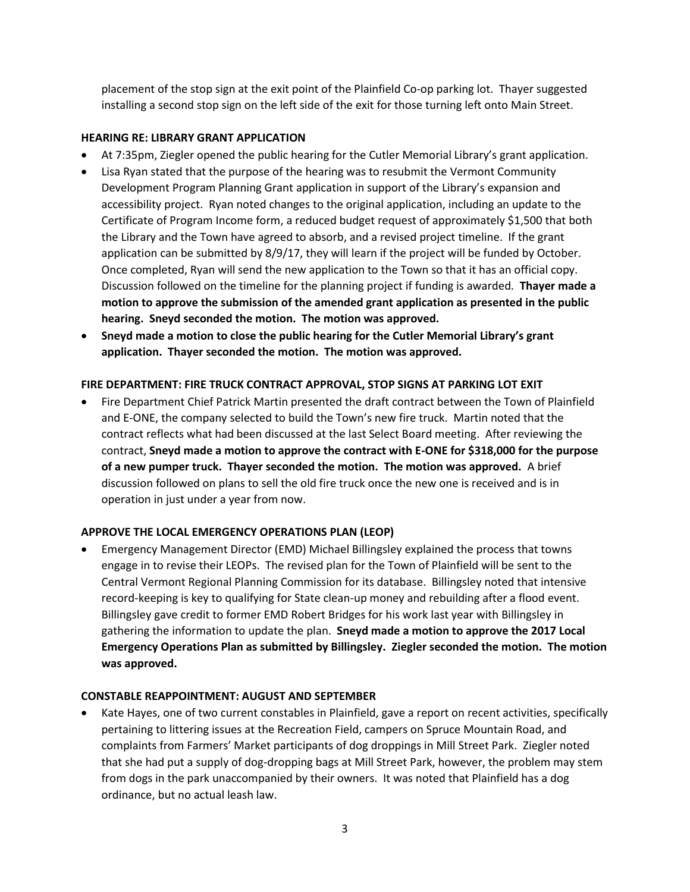placement of the stop sign at the exit point of the Plainfield Co-op parking lot. Thayer suggested installing a second stop sign on the left side of the exit for those turning left onto Main Street.

**HEARING RE: LIBRARY GRANT APPLICATION**

- At 7:35pm, Ziegler opened the public hearing for the Cutler Memorial Library's grant application.
- Lisa Ryan stated that the purpose of the hearing was to resubmit the Vermont Community Development Program Planning Grant application in support of the Library's expansion and accessibility project. Ryan noted changes to the original application, including an update to the Certificate of Program Income form, a reduced budget request of approximately $1,500 that both the Library and the Town have agreed to absorb, and a revised project timeline. If the grant application can be submitted by 8/9/17, they will learn if the project will be funded by October. Once completed, Ryan will send the new application to the Town so that it has an official copy. Discussion followed on the timeline for the planning project if funding is awarded. **Thayer made a motion to approve the submission of the amended grant application as presented in the public hearing. Sneyd seconded the motion. The motion was approved.**
- **Sneyd made a motion to close the public hearing for the Cutler Memorial Library's grant application. Thayer seconded the motion. The motion was approved.**

**FIRE DEPARTMENT: FIRE TRUCK CONTRACT APPROVAL, STOP SIGNS AT PARKING LOT EXIT**

- Fire Department Chief Patrick Martin presented the draft contract between the Town of Plainfield and E-ONE, the company selected to build the Town's new fire truck. Martin noted that the contract reflects what had been discussed at the last Select Board meeting. After reviewing the contract, **Sneyd made a motion to approve the contract with E-ONE for $318,000 for the purpose of a new pumper truck. Thayer seconded the motion. The motion was approved.** A brief discussion followed on plans to sell the old fire truck once the new one is received and is in operation in just under a year from now.

**APPROVE THE LOCAL EMERGENCY OPERATIONS PLAN (LEOP)**

- Emergency Management Director (EMD) Michael Billingsley explained the process that towns engage in to revise their LEOPs. The revised plan for the Town of Plainfield will be sent to the Central Vermont Regional Planning Commission for its database. Billingsley noted that intensive record-keeping is key to qualifying for State clean-up money and rebuilding after a flood event. Billingsley gave credit to former EMD Robert Bridges for his work last year with Billingsley in gathering the information to update the plan. **Sneyd made a motion to approve the 2017 Local Emergency Operations Plan as submitted by Billingsley. Ziegler seconded the motion. The motion was approved.**

**CONSTABLE REAPPOINTMENT: AUGUST AND SEPTEMBER**

- Kate Hayes, one of two current constables in Plainfield, gave a report on recent activities, specifically pertaining to littering issues at the Recreation Field, campers on Spruce Mountain Road, and complaints from Farmers' Market participants of dog droppings in Mill Street Park. Ziegler noted that she had put a supply of dog-dropping bags at Mill Street Park, however, the problem may stem from dogs in the park unaccompanied by their owners. It was noted that Plainfield has a dog ordinance, but no actual leash law.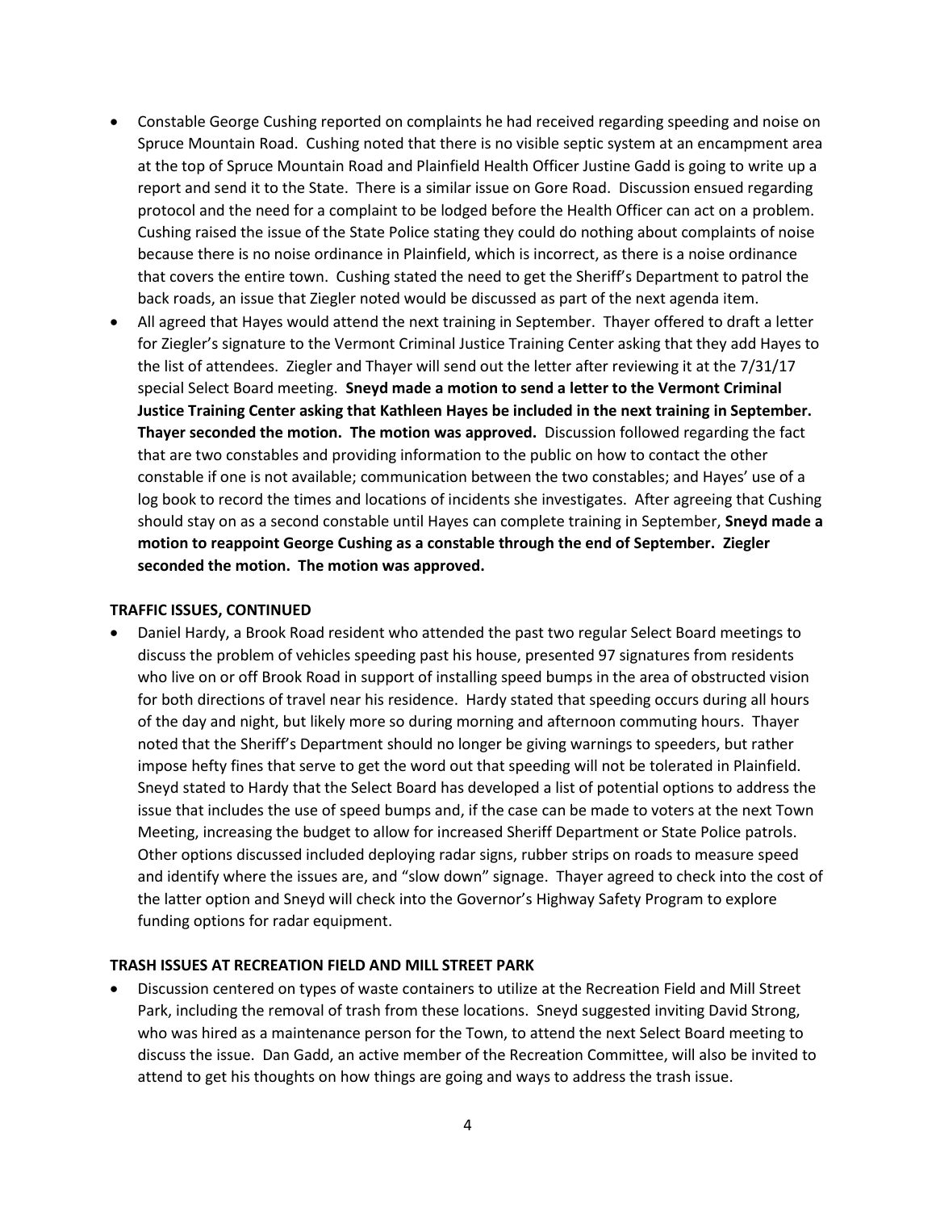- Constable George Cushing reported on complaints he had received regarding speeding and noise on Spruce Mountain Road. Cushing noted that there is no visible septic system at an encampment area at the top of Spruce Mountain Road and Plainfield Health Officer Justine Gadd is going to write up a report and send it to the State. There is a similar issue on Gore Road. Discussion ensued regarding protocol and the need for a complaint to be lodged before the Health Officer can act on a problem. Cushing raised the issue of the State Police stating they could do nothing about complaints of noise because there is no noise ordinance in Plainfield, which is incorrect, as there is a noise ordinance that covers the entire town. Cushing stated the need to get the Sheriff's Department to patrol the back roads, an issue that Ziegler noted would be discussed as part of the next agenda item.
- All agreed that Hayes would attend the next training in September. Thayer offered to draft a letter for Ziegler's signature to the Vermont Criminal Justice Training Center asking that they add Hayes to the list of attendees. Ziegler and Thayer will send out the letter after reviewing it at the 7/31/17 special Select Board meeting. **Sneyd made a motion to send a letter to the Vermont Criminal Justice Training Center asking that Kathleen Hayes be included in the next training in September. Thayer seconded the motion. The motion was approved.** Discussion followed regarding the fact that are two constables and providing information to the public on how to contact the other constable if one is not available; communication between the two constables; and Hayes' use of a log book to record the times and locations of incidents she investigates. After agreeing that Cushing should stay on as a second constable until Hayes can complete training in September, **Sneyd made a motion to reappoint George Cushing as a constable through the end of September. Ziegler seconded the motion. The motion was approved.**

**TRAFFIC ISSUES, CONTINUED**

- Daniel Hardy, a Brook Road resident who attended the past two regular Select Board meetings to discuss the problem of vehicles speeding past his house, presented 97 signatures from residents who live on or off Brook Road in support of installing speed bumps in the area of obstructed vision for both directions of travel near his residence. Hardy stated that speeding occurs during all hours of the day and night, but likely more so during morning and afternoon commuting hours. Thayer noted that the Sheriff's Department should no longer be giving warnings to speeders, but rather impose hefty fines that serve to get the word out that speeding will not be tolerated in Plainfield. Sneyd stated to Hardy that the Select Board has developed a list of potential options to address the issue that includes the use of speed bumps and, if the case can be made to voters at the next Town Meeting, increasing the budget to allow for increased Sheriff Department or State Police patrols. Other options discussed included deploying radar signs, rubber strips on roads to measure speed and identify where the issues are, and "slow down" signage. Thayer agreed to check into the cost of the latter option and Sneyd will check into the Governor's Highway Safety Program to explore funding options for radar equipment.

**TRASH ISSUES AT RECREATION FIELD AND MILL STREET PARK**

- Discussion centered on types of waste containers to utilize at the Recreation Field and Mill Street Park, including the removal of trash from these locations. Sneyd suggested inviting David Strong, who was hired as a maintenance person for the Town, to attend the next Select Board meeting to discuss the issue. Dan Gadd, an active member of the Recreation Committee, will also be invited to attend to get his thoughts on how things are going and ways to address the trash issue.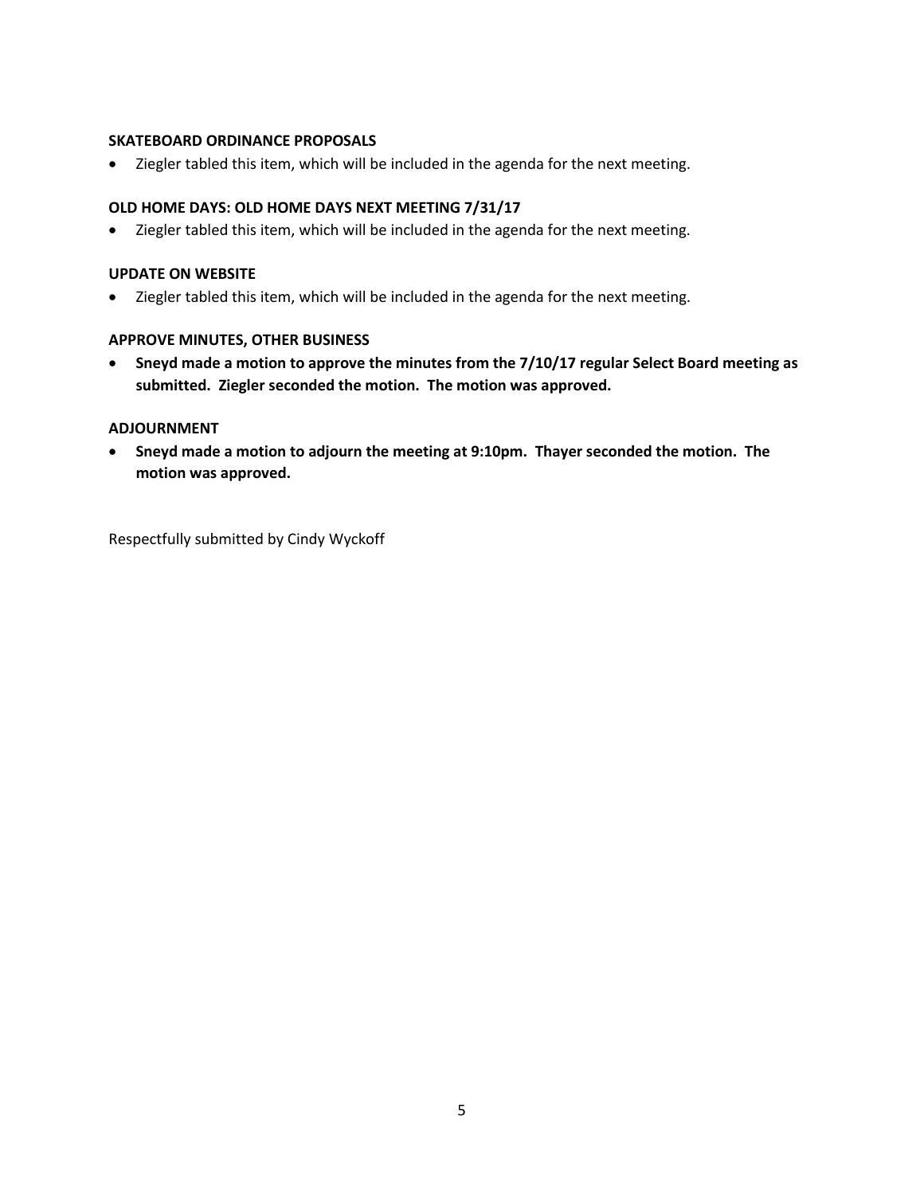**SKATEBOARD ORDINANCE PROPOSALS**

- Ziegler tabled this item, which will be included in the agenda for the next meeting.

**OLD HOME DAYS: OLD HOME DAYS NEXT MEETING 7/31/17**

- Ziegler tabled this item, which will be included in the agenda for the next meeting.

**UPDATE ON WEBSITE**

- Ziegler tabled this item, which will be included in the agenda for the next meeting.

**APPROVE MINUTES, OTHER BUSINESS**

- **Sneyd made a motion to approve the minutes from the 7/10/17 regular Select Board meeting as submitted. Ziegler seconded the motion. The motion was approved.**

**ADJOURNMENT**

- **Sneyd made a motion to adjourn the meeting at 9:10pm. Thayer seconded the motion. The motion was approved.**

Respectfully submitted by Cindy Wyckoff